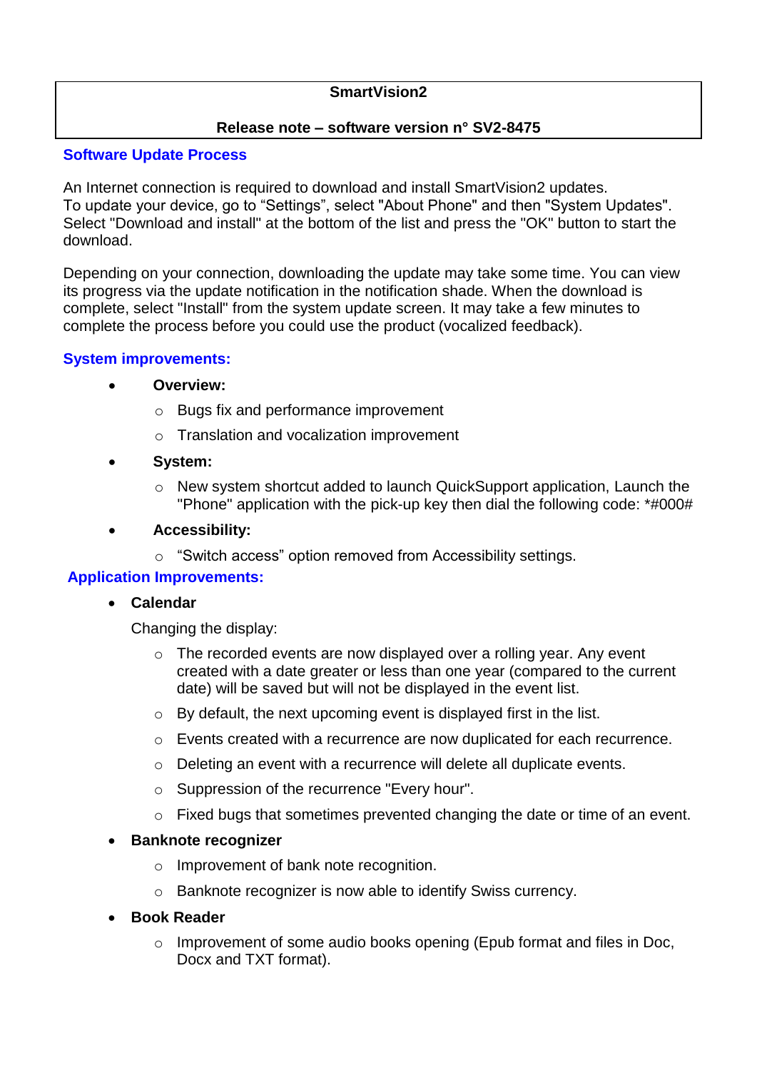**SmartVision2**

**Release note – software version n° SV2-8475**

## Software Update Process

An Internet connection is required to download and install SmartVision2 updates.
To update your device, go to “Settings”, select "About Phone" and then "System Updates". Select "Download and install" at the bottom of the list and press the "OK" button to start the download.

Depending on your connection, downloading the update may take some time. You can view its progress via the update notification in the notification shade. When the download is complete, select "Install" from the system update screen. It may take a few minutes to complete the process before you could use the product (vocalized feedback).

## System improvements:

- **Overview:**
  - Bugs fix and performance improvement
  - Translation and vocalization improvement
- **System:**
  - New system shortcut added to launch QuickSupport application, Launch the "Phone" application with the pick-up key then dial the following code: *#000#
- **Accessibility:**
  - “Switch access” option removed from Accessibility settings.

## Application Improvements:

- **Calendar**

  Changing the display:
  - The recorded events are now displayed over a rolling year. Any event created with a date greater or less than one year (compared to the current date) will be saved but will not be displayed in the event list.
  - By default, the next upcoming event is displayed first in the list.
  - Events created with a recurrence are now duplicated for each recurrence.
  - Deleting an event with a recurrence will delete all duplicate events.
  - Suppression of the recurrence "Every hour".
  - Fixed bugs that sometimes prevented changing the date or time of an event.
- **Banknote recognizer**
  - Improvement of bank note recognition.
  - Banknote recognizer is now able to identify Swiss currency.
- **Book Reader**
  - Improvement of some audio books opening (Epub format and files in Doc, Docx and TXT format).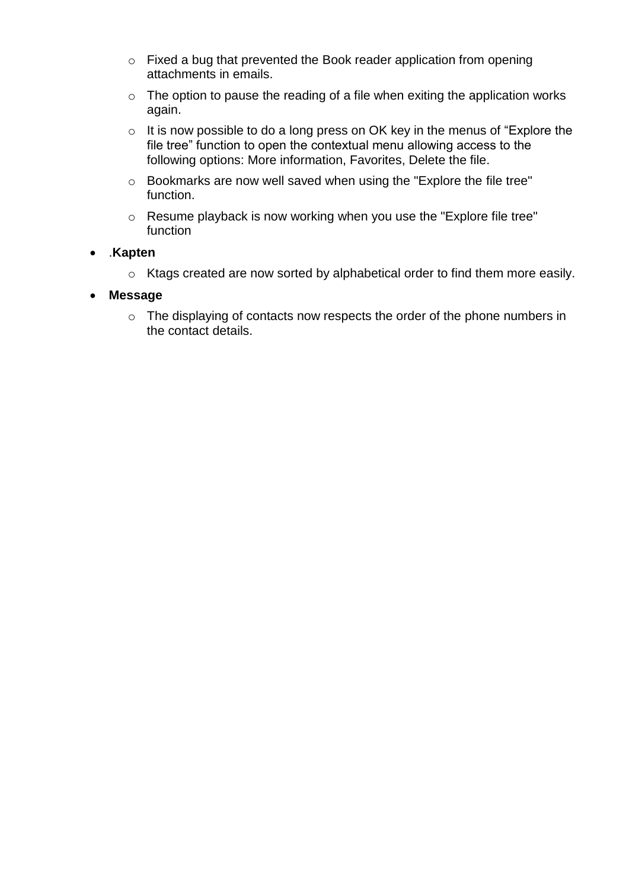- Fixed a bug that prevented the Book reader application from opening attachments in emails.
  - The option to pause the reading of a file when exiting the application works again.
  - It is now possible to do a long press on OK key in the menus of “Explore the file tree” function to open the contextual menu allowing access to the following options: More information, Favorites, Delete the file.
  - Bookmarks are now well saved when using the "Explore the file tree" function.
  - Resume playback is now working when you use the "Explore file tree" function

- .**Kapten**
  - Ktags created are now sorted by alphabetical order to find them more easily.

- **Message**
  - The displaying of contacts now respects the order of the phone numbers in the contact details.